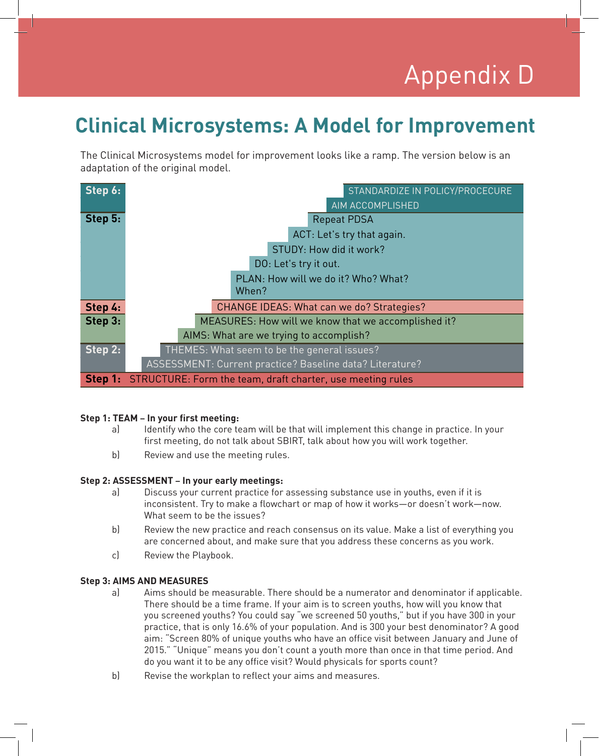Appendix D

# Clinical Microsystems: A Model for Improvement

The Clinical Microsystems model for improvement looks like a ramp. The version below is an adaptation of the original model.

| Step | Content |
| --- | --- |
| **Step 6:** | STANDARDIZE IN POLICY/PROCECURE |
| | AIM ACCOMPLISHED |
| **Step 5:** | Repeat PDSA |
| | ACT: Let's try that again. |
| | STUDY: How did it work? |
| | DO: Let's try it out. |
| | PLAN: How will we do it? Who? What? When? |
| **Step 4:** | CHANGE IDEAS: What can we do? Strategies? |
| **Step 3:** | MEASURES: How will we know that we accomplished it? |
| | AIMS: What are we trying to accomplish? |
| **Step 2:** | THEMES: What seem to be the general issues? |
| | ASSESSMENT: Current practice? Baseline data? Literature? |
| **Step 1:** | STRUCTURE: Form the team, draft charter, use meeting rules |

**Step 1: TEAM – In your first meeting:**

a) Identify who the core team will be that will implement this change in practice. In your first meeting, do not talk about SBIRT, talk about how you will work together.

b) Review and use the meeting rules.

**Step 2: ASSESSMENT – In your early meetings:**

a) Discuss your current practice for assessing substance use in youths, even if it is inconsistent. Try to make a flowchart or map of how it works—or doesn't work—now. What seem to be the issues?

b) Review the new practice and reach consensus on its value. Make a list of everything you are concerned about, and make sure that you address these concerns as you work.

c) Review the Playbook.

**Step 3: AIMS AND MEASURES**

a) Aims should be measurable. There should be a numerator and denominator if applicable. There should be a time frame. If your aim is to screen youths, how will you know that you screened youths? You could say "we screened 50 youths," but if you have 300 in your practice, that is only 16.6% of your population. And is 300 your best denominator? A good aim: "Screen 80% of unique youths who have an office visit between January and June of 2015." "Unique" means you don't count a youth more than once in that time period. And do you want it to be any office visit? Would physicals for sports count?

b) Revise the workplan to reflect your aims and measures.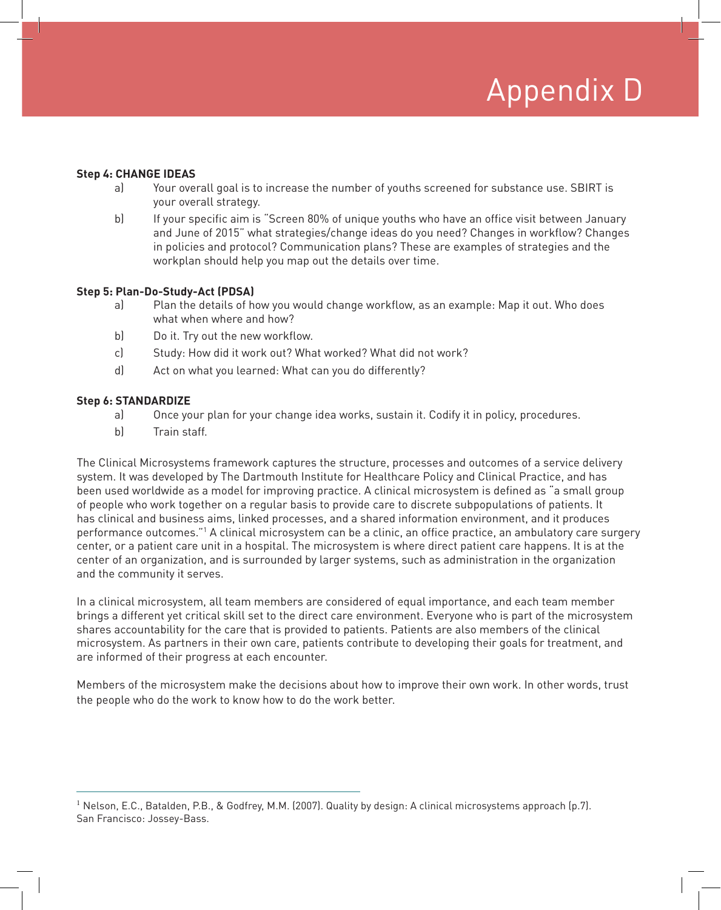# Appendix D

**Step 4: CHANGE IDEAS**

a) Your overall goal is to increase the number of youths screened for substance use. SBIRT is your overall strategy.

b) If your specific aim is "Screen 80% of unique youths who have an office visit between January and June of 2015" what strategies/change ideas do you need? Changes in workflow? Changes in policies and protocol? Communication plans? These are examples of strategies and the workplan should help you map out the details over time.

**Step 5: Plan-Do-Study-Act (PDSA)**

a) Plan the details of how you would change workflow, as an example: Map it out. Who does what when where and how?

b) Do it. Try out the new workflow.

c) Study: How did it work out? What worked? What did not work?

d) Act on what you learned: What can you do differently?

**Step 6: STANDARDIZE**

a) Once your plan for your change idea works, sustain it. Codify it in policy, procedures.

b) Train staff.

The Clinical Microsystems framework captures the structure, processes and outcomes of a service delivery system. It was developed by The Dartmouth Institute for Healthcare Policy and Clinical Practice, and has been used worldwide as a model for improving practice. A clinical microsystem is defined as "a small group of people who work together on a regular basis to provide care to discrete subpopulations of patients. It has clinical and business aims, linked processes, and a shared information environment, and it produces performance outcomes."[1] A clinical microsystem can be a clinic, an office practice, an ambulatory care surgery center, or a patient care unit in a hospital. The microsystem is where direct patient care happens. It is at the center of an organization, and is surrounded by larger systems, such as administration in the organization and the community it serves.

In a clinical microsystem, all team members are considered of equal importance, and each team member brings a different yet critical skill set to the direct care environment. Everyone who is part of the microsystem shares accountability for the care that is provided to patients. Patients are also members of the clinical microsystem. As partners in their own care, patients contribute to developing their goals for treatment, and are informed of their progress at each encounter.

Members of the microsystem make the decisions about how to improve their own work. In other words, trust the people who do the work to know how to do the work better.

---

[1] Nelson, E.C., Batalden, P.B., & Godfrey, M.M. (2007). Quality by design: A clinical microsystems approach (p.7). San Francisco: Jossey-Bass.